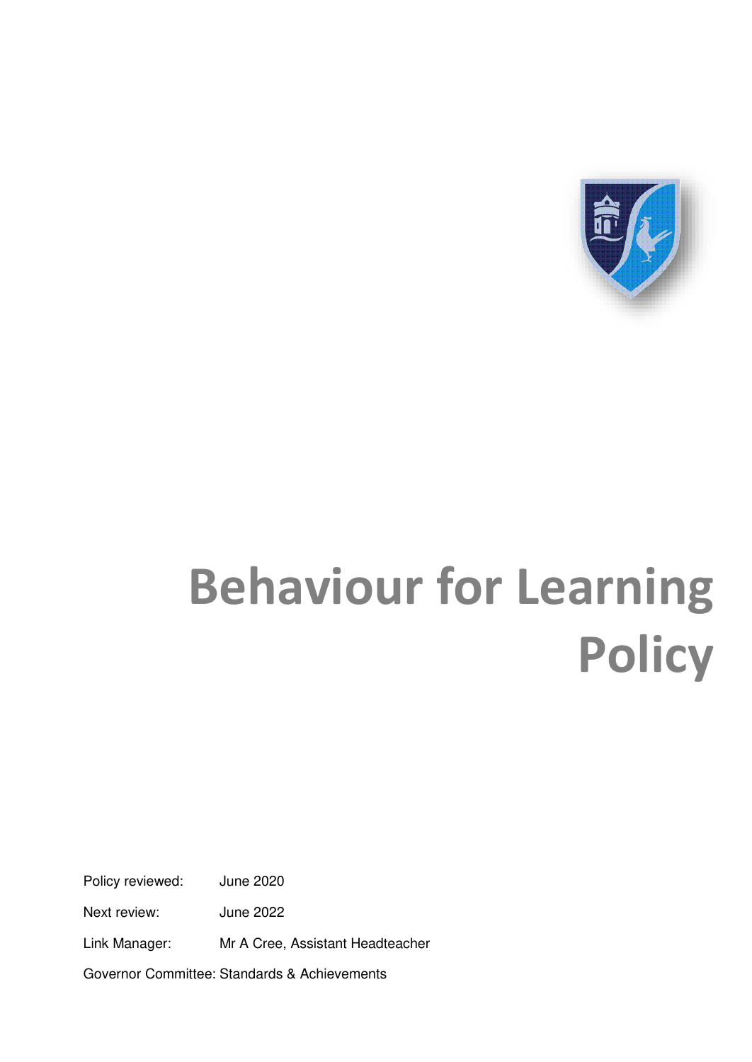# Behaviour for Learning Policy

Policy reviewed: June 2020

Next review: June 2022

Link Manager: Mr A Cree, Assistant Headteacher

Governor Committee: Standards & Achievements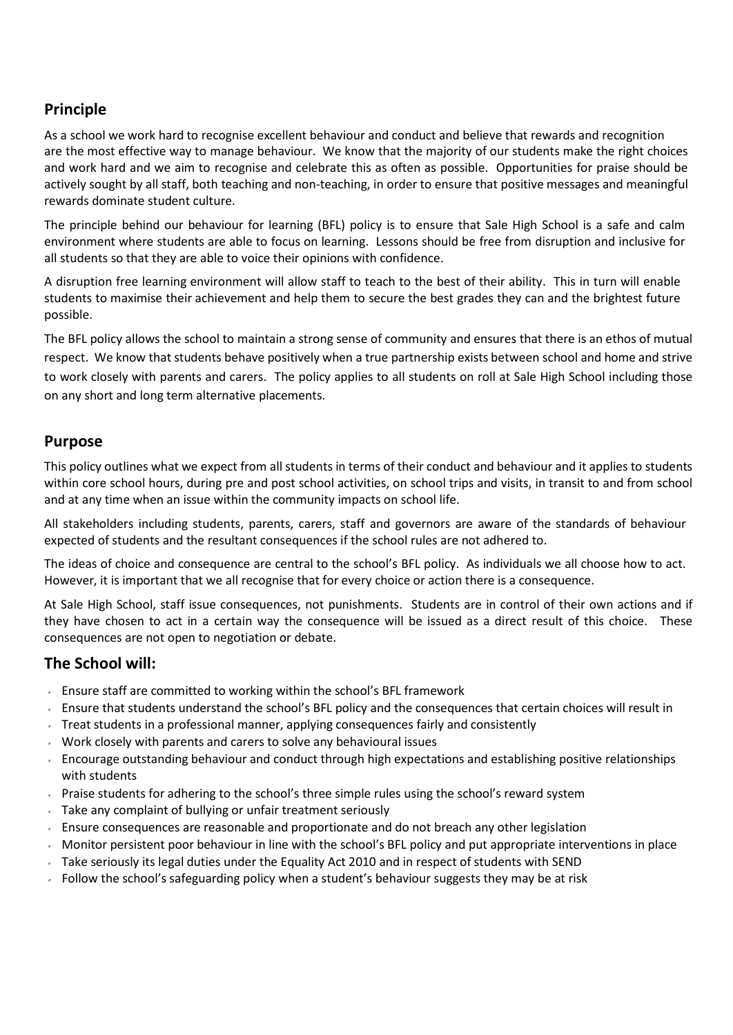## Principle

As a school we work hard to recognise excellent behaviour and conduct and believe that rewards and recognition are the most effective way to manage behaviour. We know that the majority of our students make the right choices and work hard and we aim to recognise and celebrate this as often as possible. Opportunities for praise should be actively sought by all staff, both teaching and non-teaching, in order to ensure that positive messages and meaningful rewards dominate student culture.

The principle behind our behaviour for learning (BFL) policy is to ensure that Sale High School is a safe and calm environment where students are able to focus on learning. Lessons should be free from disruption and inclusive for all students so that they are able to voice their opinions with confidence.

A disruption free learning environment will allow staff to teach to the best of their ability. This in turn will enable students to maximise their achievement and help them to secure the best grades they can and the brightest future possible.

The BFL policy allows the school to maintain a strong sense of community and ensures that there is an ethos of mutual respect. We know that students behave positively when a true partnership exists between school and home and strive to work closely with parents and carers. The policy applies to all students on roll at Sale High School including those on any short and long term alternative placements.

## Purpose

This policy outlines what we expect from all students in terms of their conduct and behaviour and it applies to students within core school hours, during pre and post school activities, on school trips and visits, in transit to and from school and at any time when an issue within the community impacts on school life.

All stakeholders including students, parents, carers, staff and governors are aware of the standards of behaviour expected of students and the resultant consequences if the school rules are not adhered to.

The ideas of choice and consequence are central to the school's BFL policy. As individuals we all choose how to act. However, it is important that we all recognise that for every choice or action there is a consequence.

At Sale High School, staff issue consequences, not punishments. Students are in control of their own actions and if they have chosen to act in a certain way the consequence will be issued as a direct result of this choice. These consequences are not open to negotiation or debate.

## The School will:

- Ensure staff are committed to working within the school's BFL framework
- Ensure that students understand the school's BFL policy and the consequences that certain choices will result in
- Treat students in a professional manner, applying consequences fairly and consistently
- Work closely with parents and carers to solve any behavioural issues
- Encourage outstanding behaviour and conduct through high expectations and establishing positive relationships with students
- Praise students for adhering to the school's three simple rules using the school's reward system
- Take any complaint of bullying or unfair treatment seriously
- Ensure consequences are reasonable and proportionate and do not breach any other legislation
- Monitor persistent poor behaviour in line with the school's BFL policy and put appropriate interventions in place
- Take seriously its legal duties under the Equality Act 2010 and in respect of students with SEND
- Follow the school's safeguarding policy when a student's behaviour suggests they may be at risk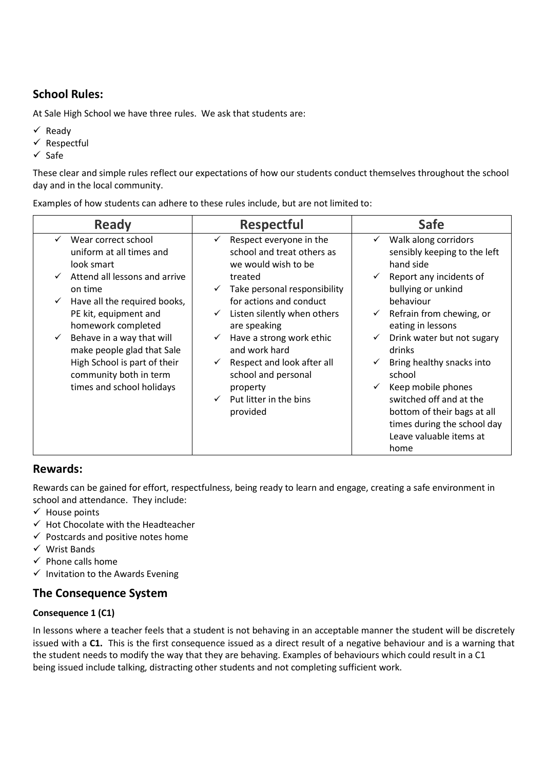## School Rules:

At Sale High School we have three rules. We ask that students are:

- ✓ Ready
- ✓ Respectful
- ✓ Safe

These clear and simple rules reflect our expectations of how our students conduct themselves throughout the school day and in the local community.

Examples of how students can adhere to these rules include, but are not limited to:

| Ready | Respectful | Safe |
|---|---|---|
| ✓ Wear correct school uniform at all times and look smart<br>✓ Attend all lessons and arrive on time<br>✓ Have all the required books, PE kit, equipment and homework completed<br>✓ Behave in a way that will make people glad that Sale High School is part of their community both in term times and school holidays | ✓ Respect everyone in the school and treat others as we would wish to be treated<br>✓ Take personal responsibility for actions and conduct<br>✓ Listen silently when others are speaking<br>✓ Have a strong work ethic and work hard<br>✓ Respect and look after all school and personal property<br>✓ Put litter in the bins provided | ✓ Walk along corridors sensibly keeping to the left hand side<br>✓ Report any incidents of bullying or unkind behaviour<br>✓ Refrain from chewing, or eating in lessons<br>✓ Drink water but not sugary drinks<br>✓ Bring healthy snacks into school<br>✓ Keep mobile phones switched off and at the bottom of their bags at all times during the school day Leave valuable items at home |

## Rewards:

Rewards can be gained for effort, respectfulness, being ready to learn and engage, creating a safe environment in school and attendance. They include:

- ✓ House points
- ✓ Hot Chocolate with the Headteacher
- ✓ Postcards and positive notes home
- ✓ Wrist Bands
- ✓ Phone calls home
- ✓ Invitation to the Awards Evening

## The Consequence System

#### Consequence 1 (C1)

In lessons where a teacher feels that a student is not behaving in an acceptable manner the student will be discretely issued with a **C1.** This is the first consequence issued as a direct result of a negative behaviour and is a warning that the student needs to modify the way that they are behaving. Examples of behaviours which could result in a C1 being issued include talking, distracting other students and not completing sufficient work.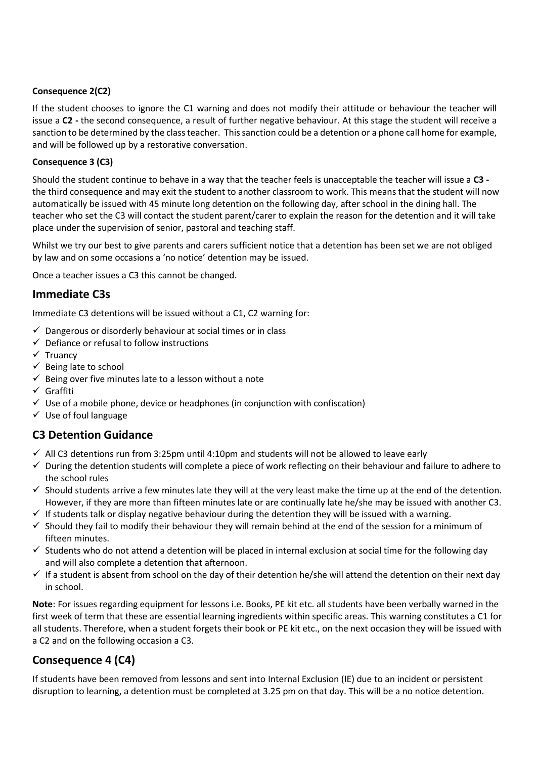**Consequence 2(C2)**

If the student chooses to ignore the C1 warning and does not modify their attitude or behaviour the teacher will issue a **C2 -** the second consequence, a result of further negative behaviour. At this stage the student will receive a sanction to be determined by the class teacher. This sanction could be a detention or a phone call home for example, and will be followed up by a restorative conversation.

**Consequence 3 (C3)**

Should the student continue to behave in a way that the teacher feels is unacceptable the teacher will issue a **C3 -** the third consequence and may exit the student to another classroom to work. This means that the student will now automatically be issued with 45 minute long detention on the following day, after school in the dining hall. The teacher who set the C3 will contact the student parent/carer to explain the reason for the detention and it will take place under the supervision of senior, pastoral and teaching staff.

Whilst we try our best to give parents and carers sufficient notice that a detention has been set we are not obliged by law and on some occasions a 'no notice' detention may be issued.

Once a teacher issues a C3 this cannot be changed.

## Immediate C3s

Immediate C3 detentions will be issued without a C1, C2 warning for:

- ✓ Dangerous or disorderly behaviour at social times or in class
- ✓ Defiance or refusal to follow instructions
- ✓ Truancy
- ✓ Being late to school
- ✓ Being over five minutes late to a lesson without a note
- ✓ Graffiti
- ✓ Use of a mobile phone, device or headphones (in conjunction with confiscation)
- ✓ Use of foul language

## C3 Detention Guidance

- ✓ All C3 detentions run from 3:25pm until 4:10pm and students will not be allowed to leave early
- ✓ During the detention students will complete a piece of work reflecting on their behaviour and failure to adhere to the school rules
- ✓ Should students arrive a few minutes late they will at the very least make the time up at the end of the detention. However, if they are more than fifteen minutes late or are continually late he/she may be issued with another C3.
- ✓ If students talk or display negative behaviour during the detention they will be issued with a warning.
- ✓ Should they fail to modify their behaviour they will remain behind at the end of the session for a minimum of fifteen minutes.
- ✓ Students who do not attend a detention will be placed in internal exclusion at social time for the following day and will also complete a detention that afternoon.
- ✓ If a student is absent from school on the day of their detention he/she will attend the detention on their next day in school.

**Note**: For issues regarding equipment for lessons i.e. Books, PE kit etc. all students have been verbally warned in the first week of term that these are essential learning ingredients within specific areas. This warning constitutes a C1 for all students. Therefore, when a student forgets their book or PE kit etc., on the next occasion they will be issued with a C2 and on the following occasion a C3.

## Consequence 4 (C4)

If students have been removed from lessons and sent into Internal Exclusion (IE) due to an incident or persistent disruption to learning, a detention must be completed at 3.25 pm on that day. This will be a no notice detention.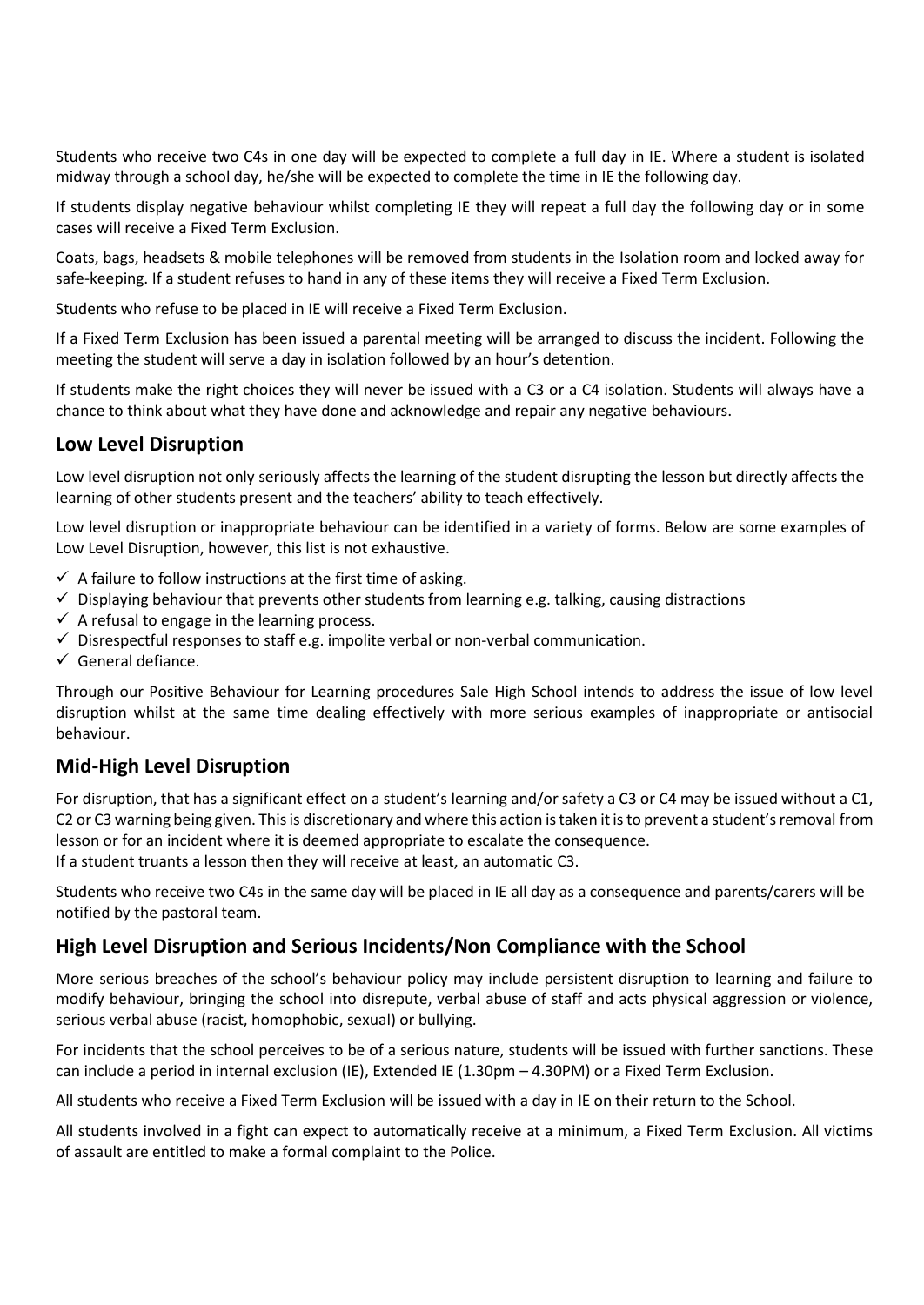Students who receive two C4s in one day will be expected to complete a full day in IE. Where a student is isolated midway through a school day, he/she will be expected to complete the time in IE the following day.

If students display negative behaviour whilst completing IE they will repeat a full day the following day or in some cases will receive a Fixed Term Exclusion.

Coats, bags, headsets & mobile telephones will be removed from students in the Isolation room and locked away for safe-keeping. If a student refuses to hand in any of these items they will receive a Fixed Term Exclusion.

Students who refuse to be placed in IE will receive a Fixed Term Exclusion.

If a Fixed Term Exclusion has been issued a parental meeting will be arranged to discuss the incident. Following the meeting the student will serve a day in isolation followed by an hour's detention.

If students make the right choices they will never be issued with a C3 or a C4 isolation. Students will always have a chance to think about what they have done and acknowledge and repair any negative behaviours.

## Low Level Disruption

Low level disruption not only seriously affects the learning of the student disrupting the lesson but directly affects the learning of other students present and the teachers' ability to teach effectively.

Low level disruption or inappropriate behaviour can be identified in a variety of forms. Below are some examples of Low Level Disruption, however, this list is not exhaustive.

- ✓ A failure to follow instructions at the first time of asking.
- ✓ Displaying behaviour that prevents other students from learning e.g. talking, causing distractions
- ✓ A refusal to engage in the learning process.
- ✓ Disrespectful responses to staff e.g. impolite verbal or non-verbal communication.
- ✓ General defiance.

Through our Positive Behaviour for Learning procedures Sale High School intends to address the issue of low level disruption whilst at the same time dealing effectively with more serious examples of inappropriate or antisocial behaviour.

## Mid-High Level Disruption

For disruption, that has a significant effect on a student's learning and/or safety a C3 or C4 may be issued without a C1, C2 or C3 warning being given. This is discretionary and where this action is taken it is to prevent a student's removal from lesson or for an incident where it is deemed appropriate to escalate the consequence.
If a student truants a lesson then they will receive at least, an automatic C3.

Students who receive two C4s in the same day will be placed in IE all day as a consequence and parents/carers will be notified by the pastoral team.

## High Level Disruption and Serious Incidents/Non Compliance with the School

More serious breaches of the school's behaviour policy may include persistent disruption to learning and failure to modify behaviour, bringing the school into disrepute, verbal abuse of staff and acts physical aggression or violence, serious verbal abuse (racist, homophobic, sexual) or bullying.

For incidents that the school perceives to be of a serious nature, students will be issued with further sanctions. These can include a period in internal exclusion (IE), Extended IE (1.30pm – 4.30PM) or a Fixed Term Exclusion.

All students who receive a Fixed Term Exclusion will be issued with a day in IE on their return to the School.

All students involved in a fight can expect to automatically receive at a minimum, a Fixed Term Exclusion. All victims of assault are entitled to make a formal complaint to the Police.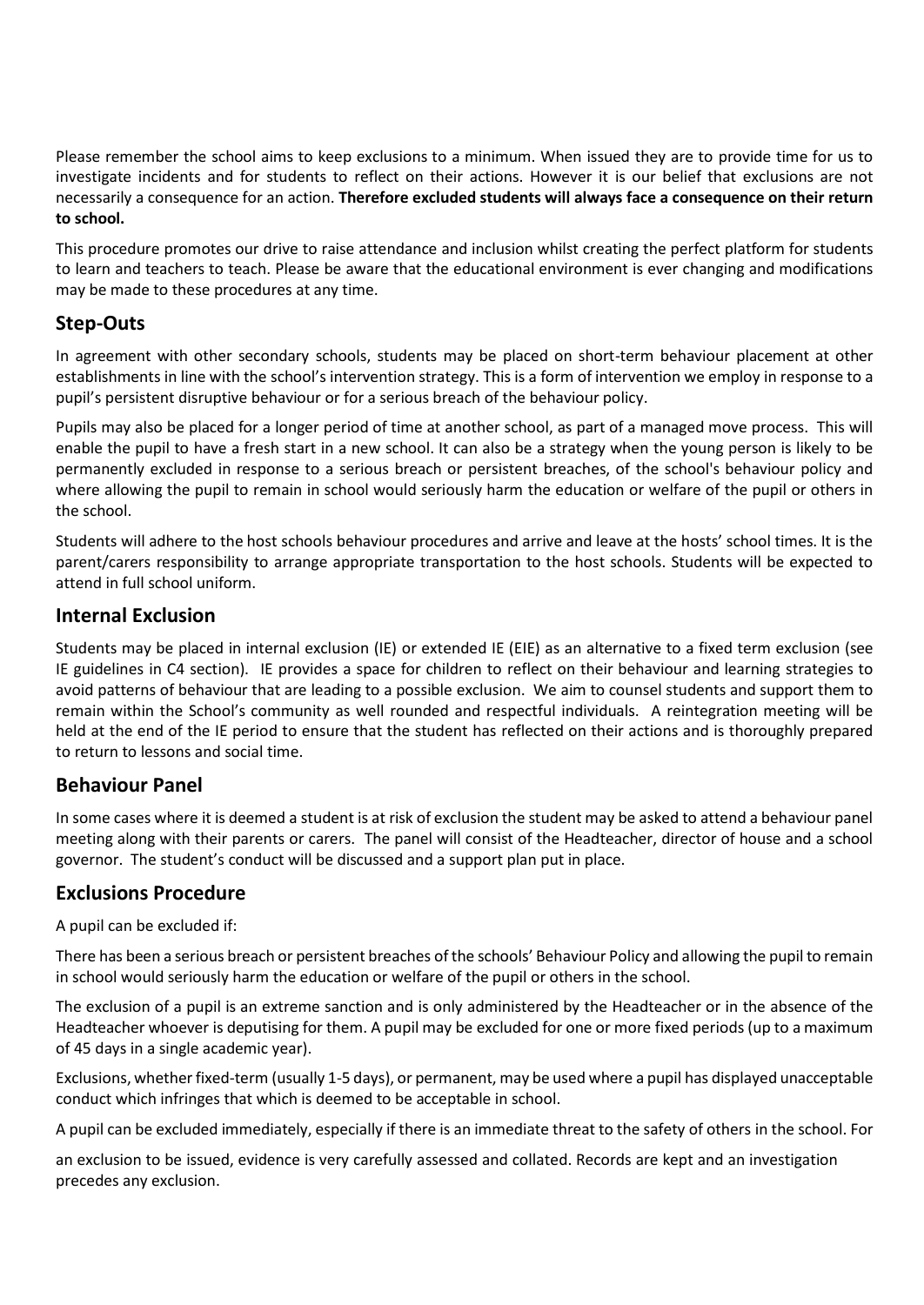Please remember the school aims to keep exclusions to a minimum. When issued they are to provide time for us to investigate incidents and for students to reflect on their actions. However it is our belief that exclusions are not necessarily a consequence for an action. **Therefore excluded students will always face a consequence on their return to school.**

This procedure promotes our drive to raise attendance and inclusion whilst creating the perfect platform for students to learn and teachers to teach. Please be aware that the educational environment is ever changing and modifications may be made to these procedures at any time.

## Step-Outs

In agreement with other secondary schools, students may be placed on short-term behaviour placement at other establishments in line with the school's intervention strategy. This is a form of intervention we employ in response to a pupil's persistent disruptive behaviour or for a serious breach of the behaviour policy.

Pupils may also be placed for a longer period of time at another school, as part of a managed move process. This will enable the pupil to have a fresh start in a new school. It can also be a strategy when the young person is likely to be permanently excluded in response to a serious breach or persistent breaches, of the school's behaviour policy and where allowing the pupil to remain in school would seriously harm the education or welfare of the pupil or others in the school.

Students will adhere to the host schools behaviour procedures and arrive and leave at the hosts' school times. It is the parent/carers responsibility to arrange appropriate transportation to the host schools. Students will be expected to attend in full school uniform.

## Internal Exclusion

Students may be placed in internal exclusion (IE) or extended IE (EIE) as an alternative to a fixed term exclusion (see IE guidelines in C4 section). IE provides a space for children to reflect on their behaviour and learning strategies to avoid patterns of behaviour that are leading to a possible exclusion. We aim to counsel students and support them to remain within the School's community as well rounded and respectful individuals. A reintegration meeting will be held at the end of the IE period to ensure that the student has reflected on their actions and is thoroughly prepared to return to lessons and social time.

## Behaviour Panel

In some cases where it is deemed a student is at risk of exclusion the student may be asked to attend a behaviour panel meeting along with their parents or carers. The panel will consist of the Headteacher, director of house and a school governor. The student's conduct will be discussed and a support plan put in place.

## Exclusions Procedure

A pupil can be excluded if:

There has been a serious breach or persistent breaches of the schools' Behaviour Policy and allowing the pupil to remain in school would seriously harm the education or welfare of the pupil or others in the school.

The exclusion of a pupil is an extreme sanction and is only administered by the Headteacher or in the absence of the Headteacher whoever is deputising for them. A pupil may be excluded for one or more fixed periods (up to a maximum of 45 days in a single academic year).

Exclusions, whether fixed-term (usually 1-5 days), or permanent, may be used where a pupil has displayed unacceptable conduct which infringes that which is deemed to be acceptable in school.

A pupil can be excluded immediately, especially if there is an immediate threat to the safety of others in the school. For an exclusion to be issued, evidence is very carefully assessed and collated. Records are kept and an investigation precedes any exclusion.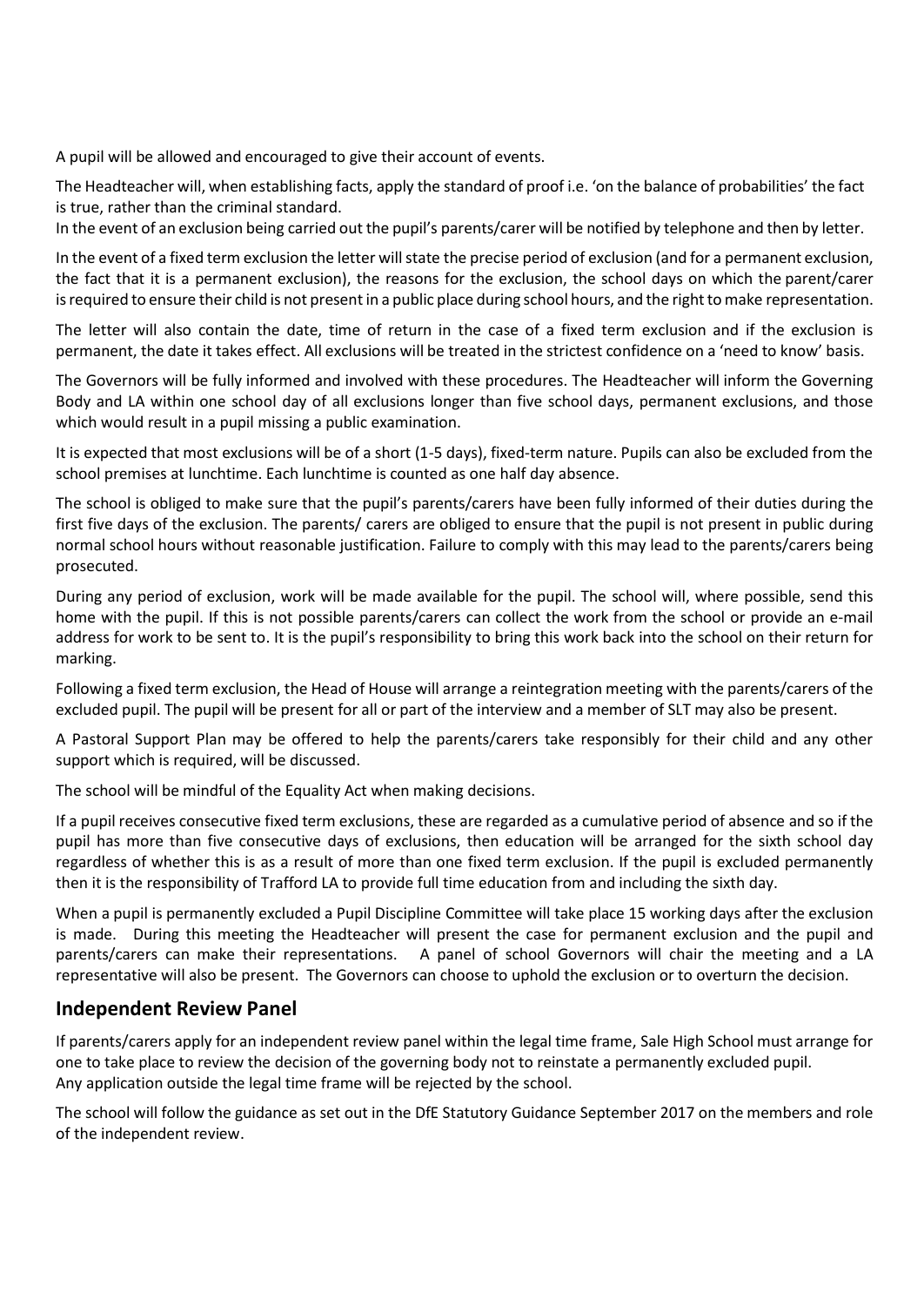A pupil will be allowed and encouraged to give their account of events.

The Headteacher will, when establishing facts, apply the standard of proof i.e. 'on the balance of probabilities' the fact is true, rather than the criminal standard.

In the event of an exclusion being carried out the pupil's parents/carer will be notified by telephone and then by letter.

In the event of a fixed term exclusion the letter will state the precise period of exclusion (and for a permanent exclusion, the fact that it is a permanent exclusion), the reasons for the exclusion, the school days on which the parent/carer is required to ensure their child is not present in a public place during school hours, and the right to make representation.

The letter will also contain the date, time of return in the case of a fixed term exclusion and if the exclusion is permanent, the date it takes effect. All exclusions will be treated in the strictest confidence on a 'need to know' basis.

The Governors will be fully informed and involved with these procedures. The Headteacher will inform the Governing Body and LA within one school day of all exclusions longer than five school days, permanent exclusions, and those which would result in a pupil missing a public examination.

It is expected that most exclusions will be of a short (1-5 days), fixed-term nature. Pupils can also be excluded from the school premises at lunchtime. Each lunchtime is counted as one half day absence.

The school is obliged to make sure that the pupil's parents/carers have been fully informed of their duties during the first five days of the exclusion. The parents/ carers are obliged to ensure that the pupil is not present in public during normal school hours without reasonable justification. Failure to comply with this may lead to the parents/carers being prosecuted.

During any period of exclusion, work will be made available for the pupil. The school will, where possible, send this home with the pupil. If this is not possible parents/carers can collect the work from the school or provide an e-mail address for work to be sent to. It is the pupil's responsibility to bring this work back into the school on their return for marking.

Following a fixed term exclusion, the Head of House will arrange a reintegration meeting with the parents/carers of the excluded pupil. The pupil will be present for all or part of the interview and a member of SLT may also be present.

A Pastoral Support Plan may be offered to help the parents/carers take responsibly for their child and any other support which is required, will be discussed.

The school will be mindful of the Equality Act when making decisions.

If a pupil receives consecutive fixed term exclusions, these are regarded as a cumulative period of absence and so if the pupil has more than five consecutive days of exclusions, then education will be arranged for the sixth school day regardless of whether this is as a result of more than one fixed term exclusion. If the pupil is excluded permanently then it is the responsibility of Trafford LA to provide full time education from and including the sixth day.

When a pupil is permanently excluded a Pupil Discipline Committee will take place 15 working days after the exclusion is made. During this meeting the Headteacher will present the case for permanent exclusion and the pupil and parents/carers can make their representations. A panel of school Governors will chair the meeting and a LA representative will also be present. The Governors can choose to uphold the exclusion or to overturn the decision.

## Independent Review Panel

If parents/carers apply for an independent review panel within the legal time frame, Sale High School must arrange for one to take place to review the decision of the governing body not to reinstate a permanently excluded pupil.
Any application outside the legal time frame will be rejected by the school.

The school will follow the guidance as set out in the DfE Statutory Guidance September 2017 on the members and role of the independent review.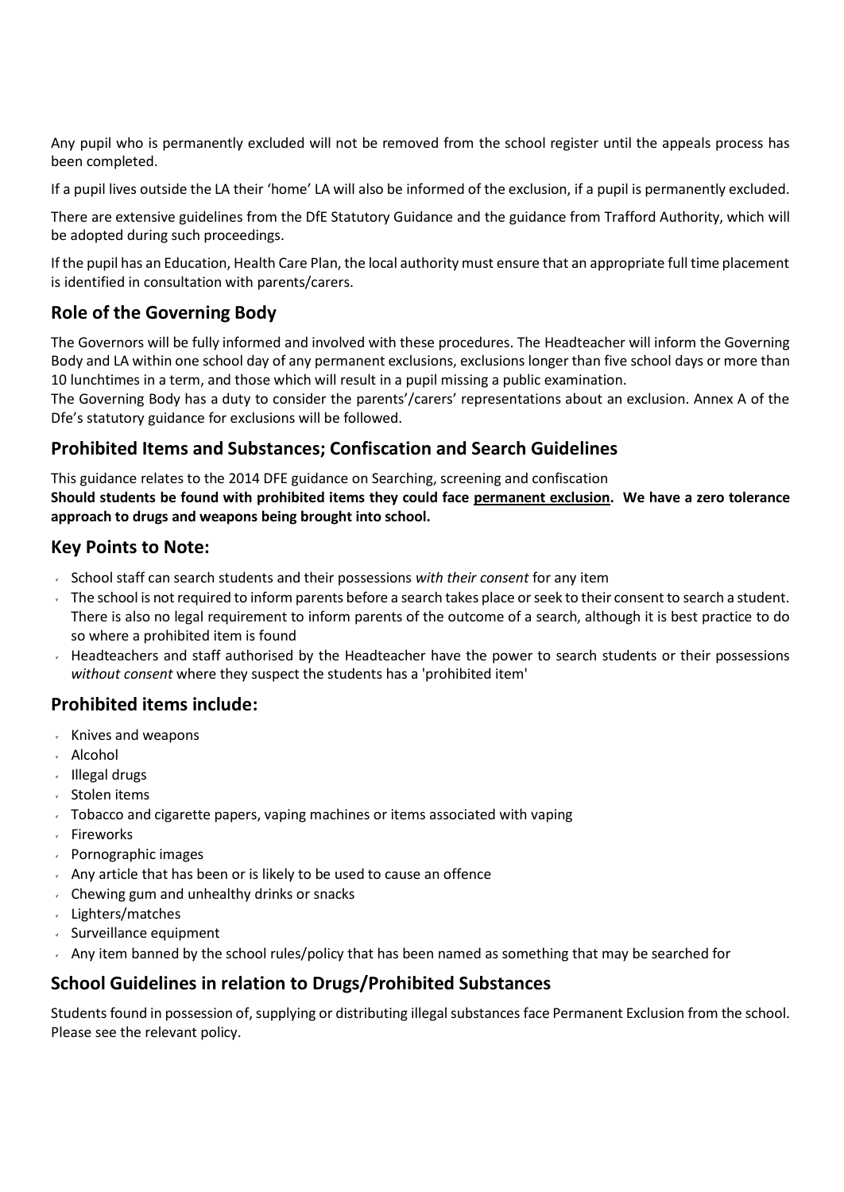Any pupil who is permanently excluded will not be removed from the school register until the appeals process has been completed.

If a pupil lives outside the LA their 'home' LA will also be informed of the exclusion, if a pupil is permanently excluded.

There are extensive guidelines from the DfE Statutory Guidance and the guidance from Trafford Authority, which will be adopted during such proceedings.

If the pupil has an Education, Health Care Plan, the local authority must ensure that an appropriate full time placement is identified in consultation with parents/carers.

## Role of the Governing Body

The Governors will be fully informed and involved with these procedures. The Headteacher will inform the Governing Body and LA within one school day of any permanent exclusions, exclusions longer than five school days or more than 10 lunchtimes in a term, and those which will result in a pupil missing a public examination.

The Governing Body has a duty to consider the parents'/carers' representations about an exclusion. Annex A of the Dfe's statutory guidance for exclusions will be followed.

## Prohibited Items and Substances; Confiscation and Search Guidelines

This guidance relates to the 2014 DFE guidance on Searching, screening and confiscation

**Should students be found with prohibited items they could face <u>permanent exclusion</u>. We have a zero tolerance approach to drugs and weapons being brought into school.**

## Key Points to Note:

- School staff can search students and their possessions *with their consent* for any item
- The school is not required to inform parents before a search takes place or seek to their consent to search a student. There is also no legal requirement to inform parents of the outcome of a search, although it is best practice to do so where a prohibited item is found
- Headteachers and staff authorised by the Headteacher have the power to search students or their possessions *without consent* where they suspect the students has a 'prohibited item'

## Prohibited items include:

- Knives and weapons
- Alcohol
- Illegal drugs
- Stolen items
- Tobacco and cigarette papers, vaping machines or items associated with vaping
- Fireworks
- Pornographic images
- Any article that has been or is likely to be used to cause an offence
- Chewing gum and unhealthy drinks or snacks
- Lighters/matches
- Surveillance equipment
- Any item banned by the school rules/policy that has been named as something that may be searched for

## School Guidelines in relation to Drugs/Prohibited Substances

Students found in possession of, supplying or distributing illegal substances face Permanent Exclusion from the school. Please see the relevant policy.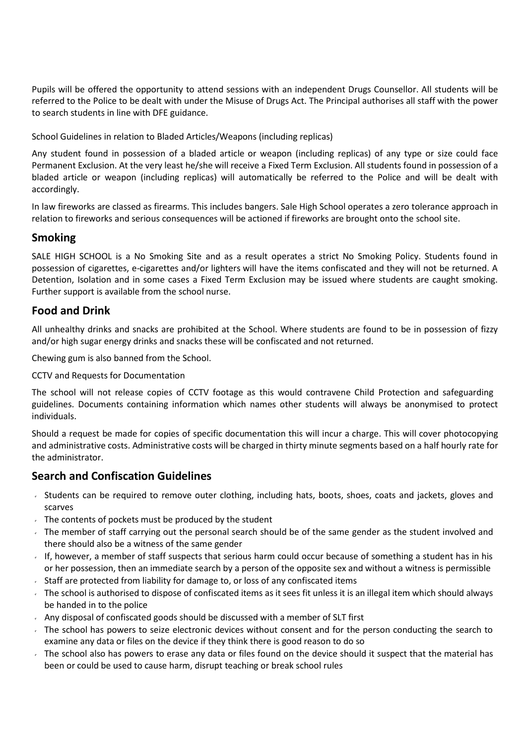Pupils will be offered the opportunity to attend sessions with an independent Drugs Counsellor. All students will be referred to the Police to be dealt with under the Misuse of Drugs Act. The Principal authorises all staff with the power to search students in line with DFE guidance.

School Guidelines in relation to Bladed Articles/Weapons (including replicas)

Any student found in possession of a bladed article or weapon (including replicas) of any type or size could face Permanent Exclusion. At the very least he/she will receive a Fixed Term Exclusion. All students found in possession of a bladed article or weapon (including replicas) will automatically be referred to the Police and will be dealt with accordingly.

In law fireworks are classed as firearms. This includes bangers. Sale High School operates a zero tolerance approach in relation to fireworks and serious consequences will be actioned if fireworks are brought onto the school site.

## Smoking

SALE HIGH SCHOOL is a No Smoking Site and as a result operates a strict No Smoking Policy. Students found in possession of cigarettes, e-cigarettes and/or lighters will have the items confiscated and they will not be returned. A Detention, Isolation and in some cases a Fixed Term Exclusion may be issued where students are caught smoking. Further support is available from the school nurse.

## Food and Drink

All unhealthy drinks and snacks are prohibited at the School. Where students are found to be in possession of fizzy and/or high sugar energy drinks and snacks these will be confiscated and not returned.

Chewing gum is also banned from the School.

CCTV and Requests for Documentation

The school will not release copies of CCTV footage as this would contravene Child Protection and safeguarding guidelines. Documents containing information which names other students will always be anonymised to protect individuals.

Should a request be made for copies of specific documentation this will incur a charge. This will cover photocopying and administrative costs. Administrative costs will be charged in thirty minute segments based on a half hourly rate for the administrator.

## Search and Confiscation Guidelines

- Students can be required to remove outer clothing, including hats, boots, shoes, coats and jackets, gloves and scarves
- The contents of pockets must be produced by the student
- The member of staff carrying out the personal search should be of the same gender as the student involved and there should also be a witness of the same gender
- If, however, a member of staff suspects that serious harm could occur because of something a student has in his or her possession, then an immediate search by a person of the opposite sex and without a witness is permissible
- Staff are protected from liability for damage to, or loss of any confiscated items
- The school is authorised to dispose of confiscated items as it sees fit unless it is an illegal item which should always be handed in to the police
- Any disposal of confiscated goods should be discussed with a member of SLT first
- The school has powers to seize electronic devices without consent and for the person conducting the search to examine any data or files on the device if they think there is good reason to do so
- The school also has powers to erase any data or files found on the device should it suspect that the material has been or could be used to cause harm, disrupt teaching or break school rules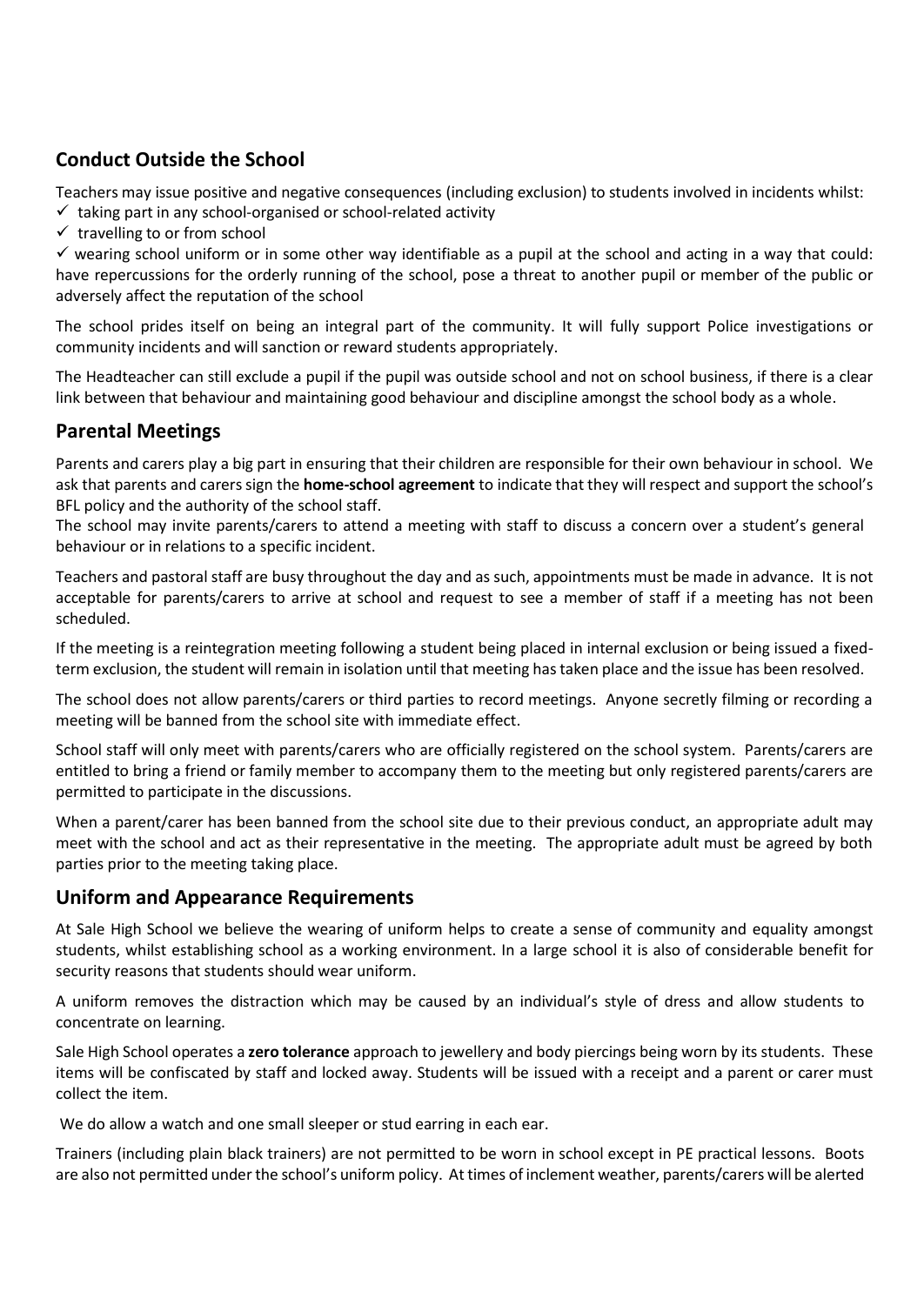## Conduct Outside the School

Teachers may issue positive and negative consequences (including exclusion) to students involved in incidents whilst:

- ✓ taking part in any school-organised or school-related activity
- ✓ travelling to or from school
- ✓ wearing school uniform or in some other way identifiable as a pupil at the school and acting in a way that could: have repercussions for the orderly running of the school, pose a threat to another pupil or member of the public or adversely affect the reputation of the school

The school prides itself on being an integral part of the community. It will fully support Police investigations or community incidents and will sanction or reward students appropriately.

The Headteacher can still exclude a pupil if the pupil was outside school and not on school business, if there is a clear link between that behaviour and maintaining good behaviour and discipline amongst the school body as a whole.

## Parental Meetings

Parents and carers play a big part in ensuring that their children are responsible for their own behaviour in school. We ask that parents and carers sign the **home-school agreement** to indicate that they will respect and support the school's BFL policy and the authority of the school staff.

The school may invite parents/carers to attend a meeting with staff to discuss a concern over a student's general behaviour or in relations to a specific incident.

Teachers and pastoral staff are busy throughout the day and as such, appointments must be made in advance. It is not acceptable for parents/carers to arrive at school and request to see a member of staff if a meeting has not been scheduled.

If the meeting is a reintegration meeting following a student being placed in internal exclusion or being issued a fixed-term exclusion, the student will remain in isolation until that meeting has taken place and the issue has been resolved.

The school does not allow parents/carers or third parties to record meetings. Anyone secretly filming or recording a meeting will be banned from the school site with immediate effect.

School staff will only meet with parents/carers who are officially registered on the school system. Parents/carers are entitled to bring a friend or family member to accompany them to the meeting but only registered parents/carers are permitted to participate in the discussions.

When a parent/carer has been banned from the school site due to their previous conduct, an appropriate adult may meet with the school and act as their representative in the meeting. The appropriate adult must be agreed by both parties prior to the meeting taking place.

## Uniform and Appearance Requirements

At Sale High School we believe the wearing of uniform helps to create a sense of community and equality amongst students, whilst establishing school as a working environment. In a large school it is also of considerable benefit for security reasons that students should wear uniform.

A uniform removes the distraction which may be caused by an individual's style of dress and allow students to concentrate on learning.

Sale High School operates a **zero tolerance** approach to jewellery and body piercings being worn by its students. These items will be confiscated by staff and locked away. Students will be issued with a receipt and a parent or carer must collect the item.

We do allow a watch and one small sleeper or stud earring in each ear.

Trainers (including plain black trainers) are not permitted to be worn in school except in PE practical lessons. Boots are also not permitted under the school's uniform policy. At times of inclement weather, parents/carers will be alerted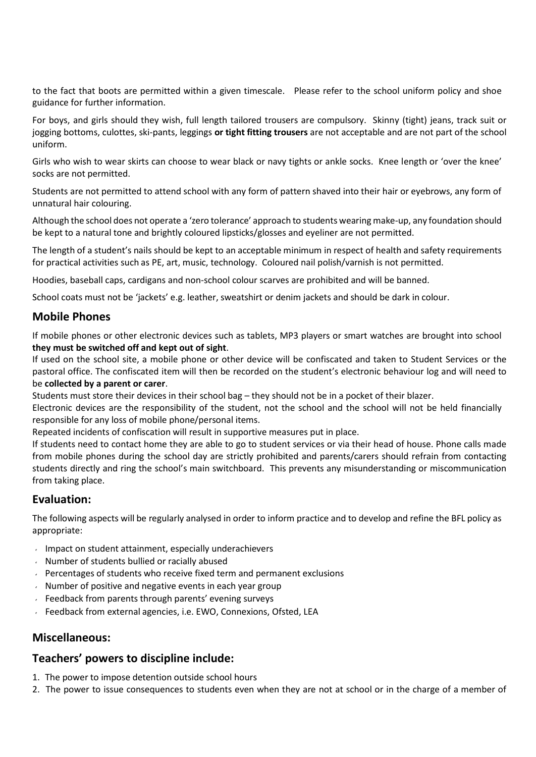to the fact that boots are permitted within a given timescale. Please refer to the school uniform policy and shoe guidance for further information.

For boys, and girls should they wish, full length tailored trousers are compulsory. Skinny (tight) jeans, track suit or jogging bottoms, culottes, ski-pants, leggings **or tight fitting trousers** are not acceptable and are not part of the school uniform.

Girls who wish to wear skirts can choose to wear black or navy tights or ankle socks. Knee length or 'over the knee' socks are not permitted.

Students are not permitted to attend school with any form of pattern shaved into their hair or eyebrows, any form of unnatural hair colouring.

Although the school does not operate a 'zero tolerance' approach to students wearing make-up, any foundation should be kept to a natural tone and brightly coloured lipsticks/glosses and eyeliner are not permitted.

The length of a student's nails should be kept to an acceptable minimum in respect of health and safety requirements for practical activities such as PE, art, music, technology. Coloured nail polish/varnish is not permitted.

Hoodies, baseball caps, cardigans and non-school colour scarves are prohibited and will be banned.

School coats must not be 'jackets' e.g. leather, sweatshirt or denim jackets and should be dark in colour.

## Mobile Phones

If mobile phones or other electronic devices such as tablets, MP3 players or smart watches are brought into school **they must be switched off and kept out of sight**.

If used on the school site, a mobile phone or other device will be confiscated and taken to Student Services or the pastoral office. The confiscated item will then be recorded on the student's electronic behaviour log and will need to be **collected by a parent or carer**.

Students must store their devices in their school bag – they should not be in a pocket of their blazer.

Electronic devices are the responsibility of the student, not the school and the school will not be held financially responsible for any loss of mobile phone/personal items.

Repeated incidents of confiscation will result in supportive measures put in place.

If students need to contact home they are able to go to student services or via their head of house. Phone calls made from mobile phones during the school day are strictly prohibited and parents/carers should refrain from contacting students directly and ring the school's main switchboard. This prevents any misunderstanding or miscommunication from taking place.

## Evaluation:

The following aspects will be regularly analysed in order to inform practice and to develop and refine the BFL policy as appropriate:

- Impact on student attainment, especially underachievers
- Number of students bullied or racially abused
- Percentages of students who receive fixed term and permanent exclusions
- Number of positive and negative events in each year group
- Feedback from parents through parents' evening surveys
- Feedback from external agencies, i.e. EWO, Connexions, Ofsted, LEA

## Miscellaneous:

## Teachers' powers to discipline include:

1. The power to impose detention outside school hours
2. The power to issue consequences to students even when they are not at school or in the charge of a member of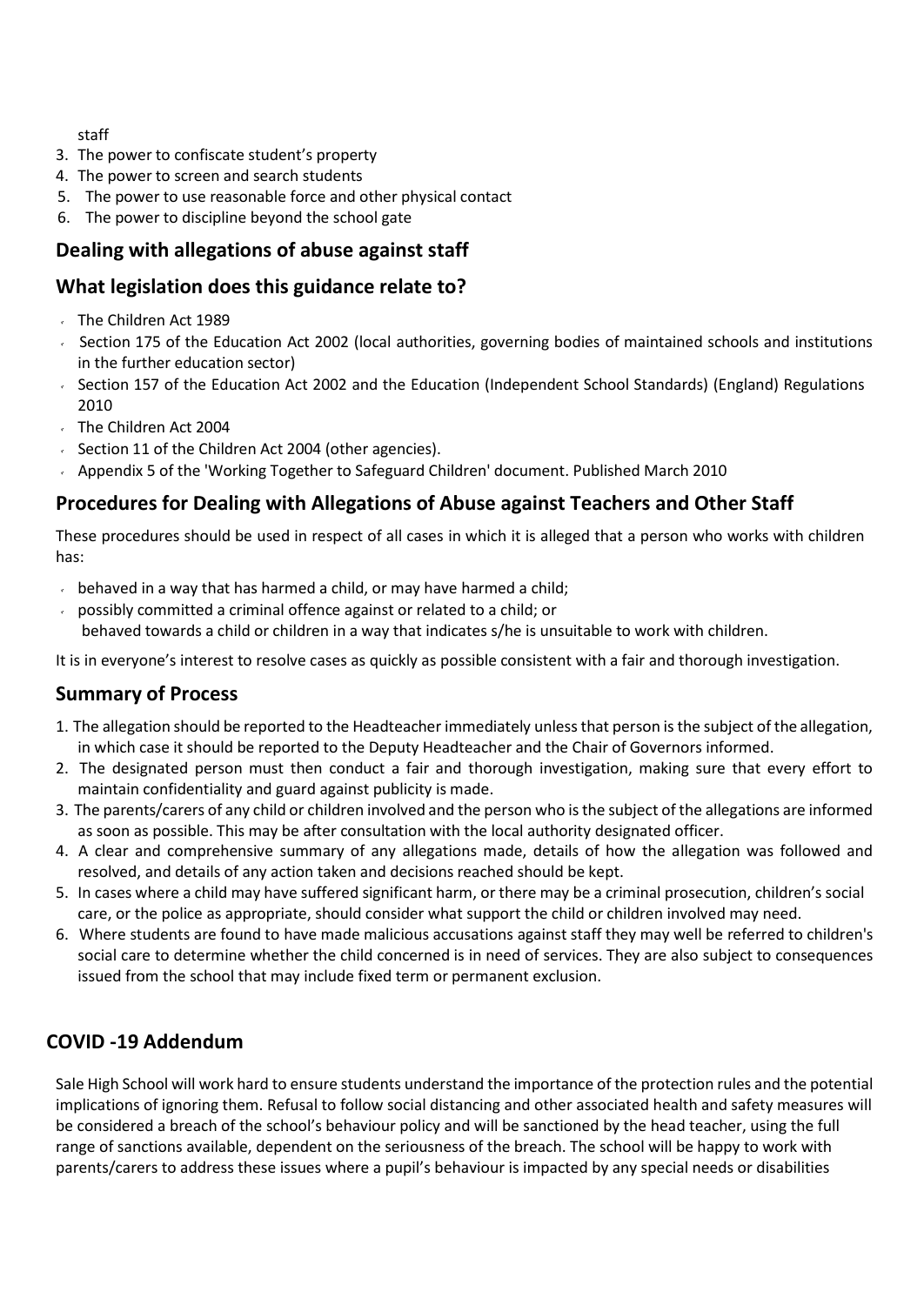staff

3. The power to confiscate student's property
4. The power to screen and search students
5. The power to use reasonable force and other physical contact
6. The power to discipline beyond the school gate

## Dealing with allegations of abuse against staff

## What legislation does this guidance relate to?

- The Children Act 1989
- Section 175 of the Education Act 2002 (local authorities, governing bodies of maintained schools and institutions in the further education sector)
- Section 157 of the Education Act 2002 and the Education (Independent School Standards) (England) Regulations 2010
- The Children Act 2004
- Section 11 of the Children Act 2004 (other agencies).
- Appendix 5 of the 'Working Together to Safeguard Children' document. Published March 2010

## Procedures for Dealing with Allegations of Abuse against Teachers and Other Staff

These procedures should be used in respect of all cases in which it is alleged that a person who works with children has:

- behaved in a way that has harmed a child, or may have harmed a child;
- possibly committed a criminal offence against or related to a child; or
  behaved towards a child or children in a way that indicates s/he is unsuitable to work with children.

It is in everyone's interest to resolve cases as quickly as possible consistent with a fair and thorough investigation.

## Summary of Process

1. The allegation should be reported to the Headteacher immediately unless that person is the subject of the allegation, in which case it should be reported to the Deputy Headteacher and the Chair of Governors informed.
2. The designated person must then conduct a fair and thorough investigation, making sure that every effort to maintain confidentiality and guard against publicity is made.
3. The parents/carers of any child or children involved and the person who is the subject of the allegations are informed as soon as possible. This may be after consultation with the local authority designated officer.
4. A clear and comprehensive summary of any allegations made, details of how the allegation was followed and resolved, and details of any action taken and decisions reached should be kept.
5. In cases where a child may have suffered significant harm, or there may be a criminal prosecution, children's social care, or the police as appropriate, should consider what support the child or children involved may need.
6. Where students are found to have made malicious accusations against staff they may well be referred to children's social care to determine whether the child concerned is in need of services. They are also subject to consequences issued from the school that may include fixed term or permanent exclusion.

## COVID -19 Addendum

Sale High School will work hard to ensure students understand the importance of the protection rules and the potential implications of ignoring them. Refusal to follow social distancing and other associated health and safety measures will be considered a breach of the school's behaviour policy and will be sanctioned by the head teacher, using the full range of sanctions available, dependent on the seriousness of the breach. The school will be happy to work with parents/carers to address these issues where a pupil's behaviour is impacted by any special needs or disabilities